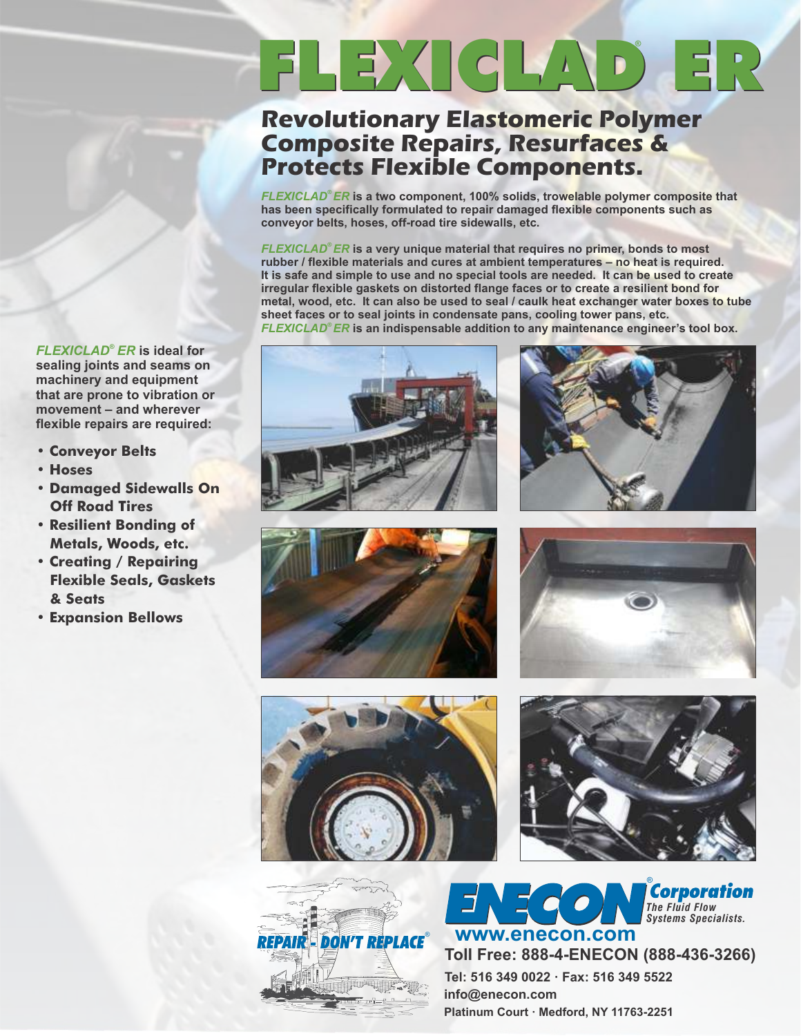# FLEXICLAD® ER

## Revolutionary Elastomeric Polymer Composite Repairs, Resurfaces & Protects Flexible Components.

***FLEXICLAD® ER*** **is a two component, 100% solids, trowelable polymer composite that has been specifically formulated to repair damaged flexible components such as conveyor belts, hoses, off-road tire sidewalls, etc.**

***FLEXICLAD® ER*** **is a very unique material that requires no primer, bonds to most rubber / flexible materials and cures at ambient temperatures – no heat is required. It is safe and simple to use and no special tools are needed. It can be used to create irregular flexible gaskets on distorted flange faces or to create a resilient bond for metal, wood, etc. It can also be used to seal / caulk heat exchanger water boxes to tube sheet faces or to seal joints in condensate pans, cooling tower pans, etc.** ***FLEXICLAD® ER*** **is an indispensable addition to any maintenance engineer's tool box.**

***FLEXICLAD® ER*** **is ideal for sealing joints and seams on machinery and equipment that are prone to vibration or movement – and wherever flexible repairs are required:**

- **Conveyor Belts**
- **Hoses**
- **Damaged Sidewalls On Off Road Tires**
- **Resilient Bonding of Metals, Woods, etc.**
- **Creating / Repairing Flexible Seals, Gaskets & Seats**
- **Expansion Bellows**

REPAIR - DON'T REPLACE®

**ENECON® Corporation**
*The Fluid Flow Systems Specialists.*

**www.enecon.com**

**Toll Free: 888-4-ENECON (888-436-3266)**

**Tel: 516 349 0022 · Fax: 516 349 5522**

**info@enecon.com**

**Platinum Court · Medford, NY 11763-2251**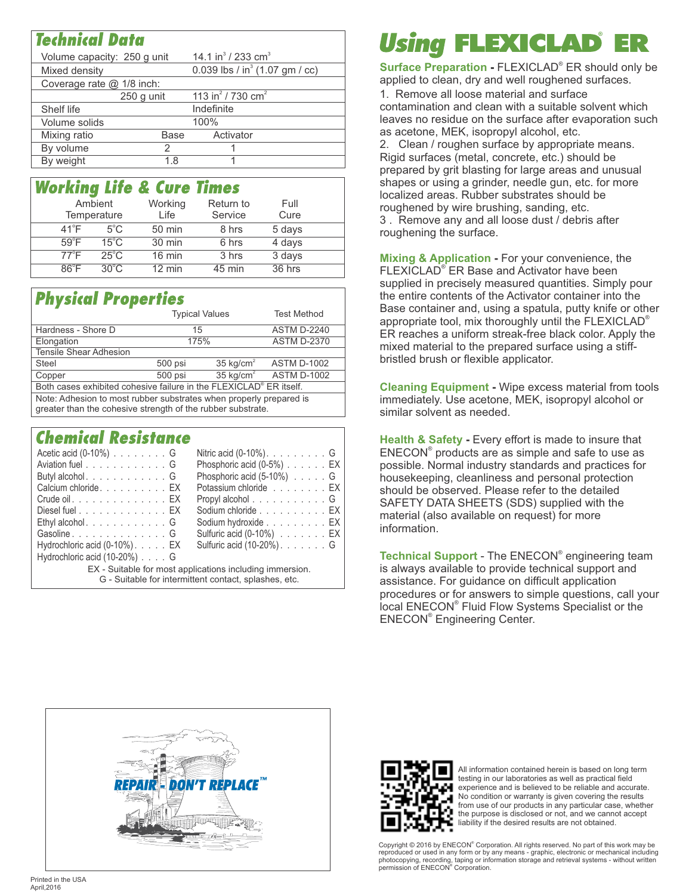## Technical Data

| | | |
|---|---|---|
| Volume capacity: 250 g unit | 14.1 in$^3$ / 233 cm$^3$ | |
| Mixed density | 0.039 lbs / in$^3$ (1.07 gm / cc) | |
| Coverage rate @ 1/8 inch: | | |
| 250 g unit | 113 in$^2$ / 730 cm$^2$ | |
| Shelf life | Indefinite | |
| Volume solids | 100% | |
| Mixing ratio | Base | Activator |
| By volume | 2 | 1 |
| By weight | 1.8 | 1 |

## Working Life & Cure Times

| Ambient Temperature | | Working Life | Return to Service | Full Cure |
|---|---|---|---|---|
| 41°F | 5°C | 50 min | 8 hrs | 5 days |
| 59°F | 15°C | 30 min | 6 hrs | 4 days |
| 77°F | 25°C | 16 min | 3 hrs | 3 days |
| 86°F | 30°C | 12 min | 45 min | 36 hrs |

## Physical Properties

| | Typical Values | | Test Method |
|---|---|---|---|
| Hardness - Shore D | 15 | | ASTM D-2240 |
| Elongation | 175% | | ASTM D-2370 |
| Tensile Shear Adhesion | | | |
| Steel | 500 psi | 35 kg/cm$^2$ | ASTM D-1002 |
| Copper | 500 psi | 35 kg/cm$^2$ | ASTM D-1002 |

Both cases exhibited cohesive failure in the FLEXICLAD® ER itself.

Note: Adhesion to most rubber substrates when properly prepared is greater than the cohesive strength of the rubber substrate.

## Chemical Resistance

| | | | |
|---|---|---|---|
| Acetic acid (0-10%) | G | Nitric acid (0-10%) | G |
| Aviation fuel | G | Phosphoric acid (0-5%) | EX |
| Butyl alcohol | G | Phosphoric acid (5-10%) | G |
| Calcium chloride | EX | Potassium chloride | EX |
| Crude oil | EX | Propyl alcohol | G |
| Diesel fuel | EX | Sodium chloride | EX |
| Ethyl alcohol | G | Sodium hydroxide | EX |
| Gasoline | G | Sulfuric acid (0-10%) | EX |
| Hydrochloric acid (0-10%) | EX | Sulfuric acid (10-20%) | G |
| Hydrochloric acid (10-20%) | G | | |

EX - Suitable for most applications including immersion.
G - Suitable for intermittent contact, splashes, etc.

# Using FLEXICLAD® ER

**Surface Preparation -** FLEXICLAD® ER should only be applied to clean, dry and well roughened surfaces.

1. Remove all loose material and surface contamination and clean with a suitable solvent which leaves no residue on the surface after evaporation such as acetone, MEK, isopropyl alcohol, etc.
2. Clean / roughen surface by appropriate means. Rigid surfaces (metal, concrete, etc.) should be prepared by grit blasting for large areas and unusual shapes or using a grinder, needle gun, etc. for more localized areas. Rubber substrates should be roughened by wire brushing, sanding, etc.
3. Remove any and all loose dust / debris after roughening the surface.

**Mixing & Application -** For your convenience, the FLEXICLAD® ER Base and Activator have been supplied in precisely measured quantities. Simply pour the entire contents of the Activator container into the Base container and, using a spatula, putty knife or other appropriate tool, mix thoroughly until the FLEXICLAD® ER reaches a uniform streak-free black color. Apply the mixed material to the prepared surface using a stiff-bristled brush or flexible applicator.

**Cleaning Equipment -** Wipe excess material from tools immediately. Use acetone, MEK, isopropyl alcohol or similar solvent as needed.

**Health & Safety -** Every effort is made to insure that ENECON® products are as simple and safe to use as possible. Normal industry standards and practices for housekeeping, cleanliness and personal protection should be observed. Please refer to the detailed SAFETY DATA SHEETS (SDS) supplied with the material (also available on request) for more information.

**Technical Support -** The ENECON® engineering team is always available to provide technical support and assistance. For guidance on difficult application procedures or for answers to simple questions, call your local ENECON® Fluid Flow Systems Specialist or the ENECON® Engineering Center.

REPAIR - DON'T REPLACE™

All information contained herein is based on long term testing in our laboratories as well as practical field experience and is believed to be reliable and accurate. No condition or warranty is given covering the results from use of our products in any particular case, whether the purpose is disclosed or not, and we cannot accept liability if the desired results are not obtained.

Copyright © 2016 by ENECON® Corporation. All rights reserved. No part of this work may be reproduced or used in any form or by any means - graphic, electronic or mechanical including photocopying, recording, taping or information storage and retrieval systems - without written permission of ENECON® Corporation.

Printed in the USA
April,2016